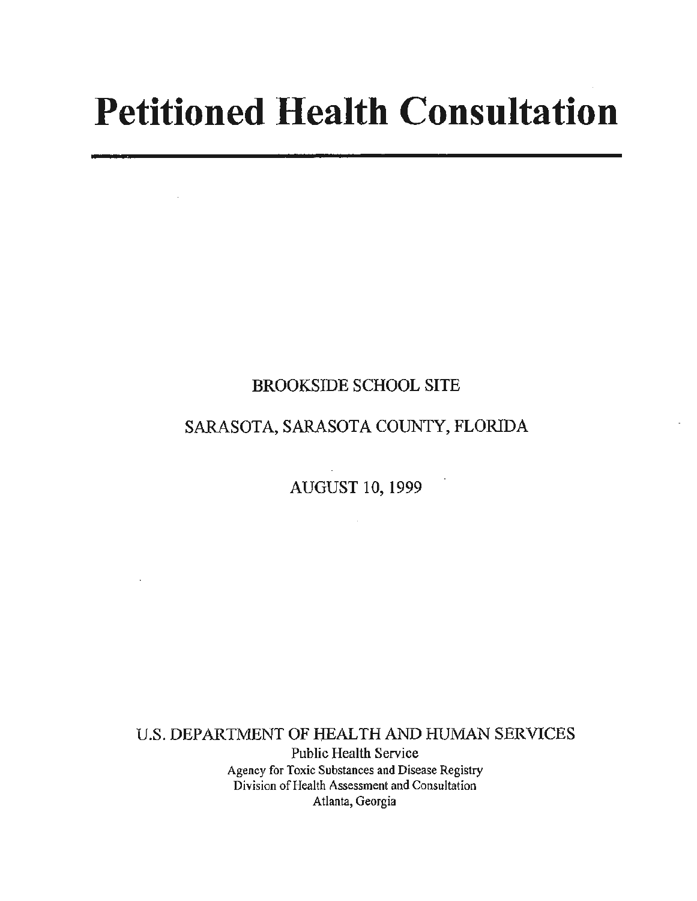# Petitioned Health Consultation

---

BROOKSIDE SCHOOL SITE

SARASOTA, SARASOTA COUNTY, FLORIDA

AUGUST 10, 1999

U.S. DEPARTMENT OF HEALTH AND HUMAN SERVICES

Public Health Service

Agency for Toxic Substances and Disease Registry

Division of Health Assessment and Consultation

Atlanta, Georgia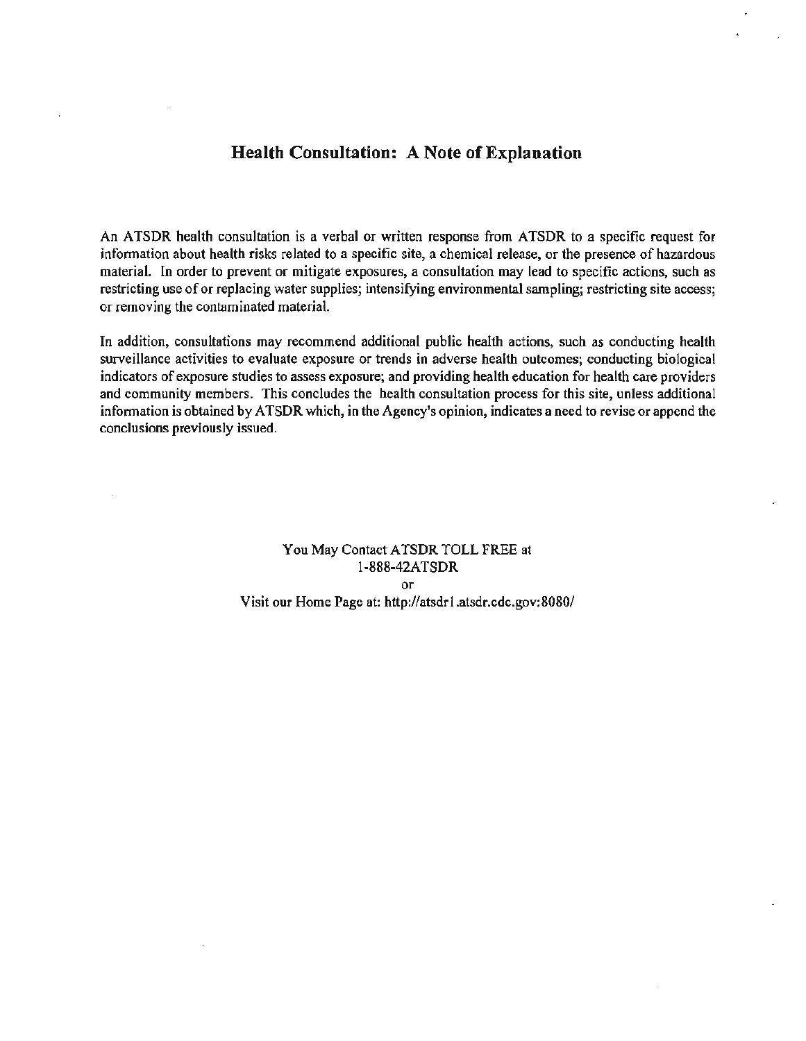## Health Consultation: A Note of Explanation

An ATSDR health consultation is a verbal or written response from ATSDR to a specific request for information about health risks related to a specific site, a chemical release, or the presence of hazardous material. In order to prevent or mitigate exposures, a consultation may lead to specific actions, such as restricting use of or replacing water supplies; intensifying environmental sampling; restricting site access; or removing the contaminated material.

In addition, consultations may recommend additional public health actions, such as conducting health surveillance activities to evaluate exposure or trends in adverse health outcomes; conducting biological indicators of exposure studies to assess exposure; and providing health education for health care providers and community members. This concludes the health consultation process for this site, unless additional information is obtained by ATSDR which, in the Agency's opinion, indicates a need to revise or append the conclusions previously issued.

You May Contact ATSDR TOLL FREE at
1-888-42ATSDR
or
Visit our Home Page at: http://atsdr1.atsdr.cdc.gov:8080/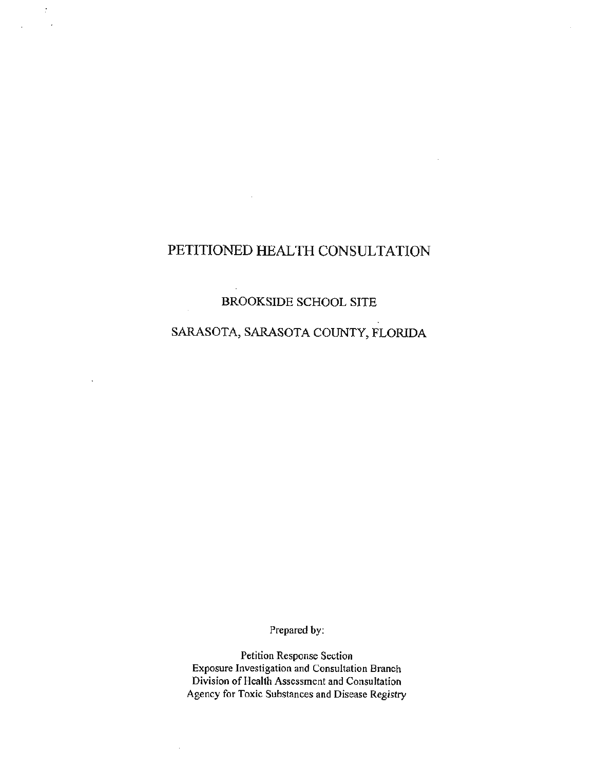# PETITIONED HEALTH CONSULTATION

## BROOKSIDE SCHOOL SITE

## SARASOTA, SARASOTA COUNTY, FLORIDA

Prepared by:

Petition Response Section
Exposure Investigation and Consultation Branch
Division of Health Assessment and Consultation
Agency for Toxic Substances and Disease Registry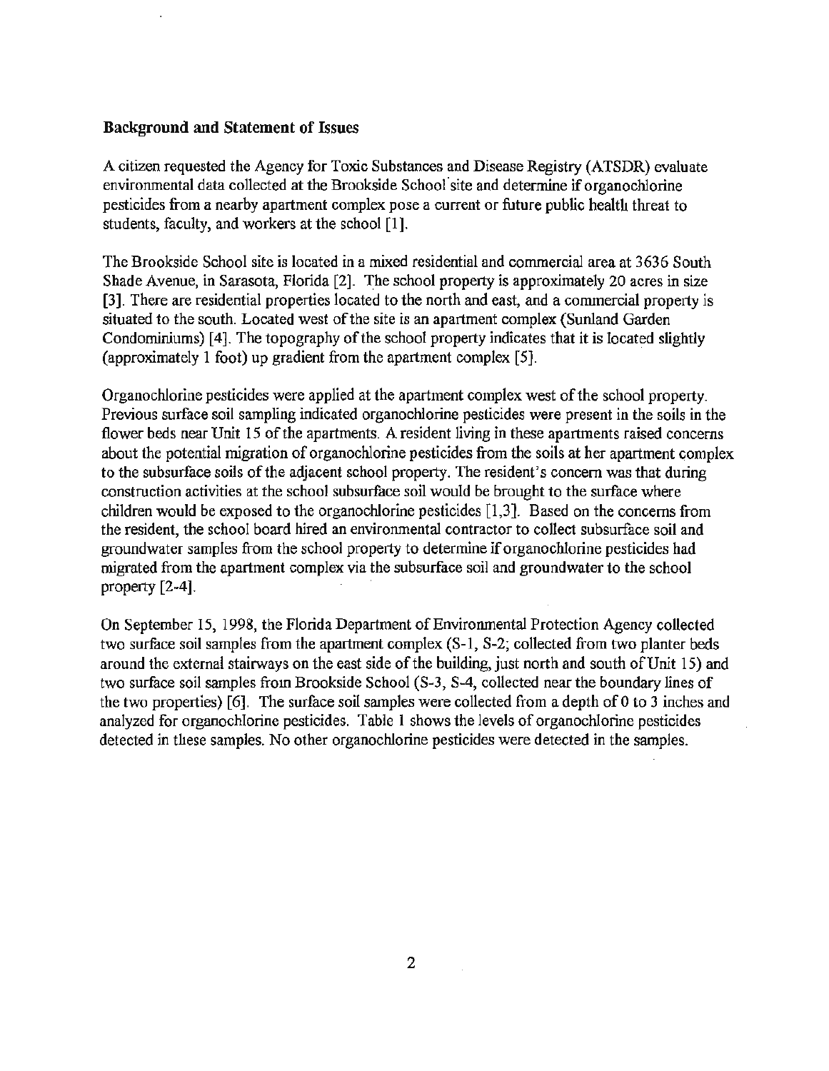### Background and Statement of Issues

A citizen requested the Agency for Toxic Substances and Disease Registry (ATSDR) evaluate environmental data collected at the Brookside School site and determine if organochlorine pesticides from a nearby apartment complex pose a current or future public health threat to students, faculty, and workers at the school [1].

The Brookside School site is located in a mixed residential and commercial area at 3636 South Shade Avenue, in Sarasota, Florida [2]. The school property is approximately 20 acres in size [3]. There are residential properties located to the north and east, and a commercial property is situated to the south. Located west of the site is an apartment complex (Sunland Garden Condominiums) [4]. The topography of the school property indicates that it is located slightly (approximately 1 foot) up gradient from the apartment complex [5].

Organochlorine pesticides were applied at the apartment complex west of the school property. Previous surface soil sampling indicated organochlorine pesticides were present in the soils in the flower beds near Unit 15 of the apartments. A resident living in these apartments raised concerns about the potential migration of organochlorine pesticides from the soils at her apartment complex to the subsurface soils of the adjacent school property. The resident's concern was that during construction activities at the school subsurface soil would be brought to the surface where children would be exposed to the organochlorine pesticides [1,3]. Based on the concerns from the resident, the school board hired an environmental contractor to collect subsurface soil and groundwater samples from the school property to determine if organochlorine pesticides had migrated from the apartment complex via the subsurface soil and groundwater to the school property [2-4].

On September 15, 1998, the Florida Department of Environmental Protection Agency collected two surface soil samples from the apartment complex (S-1, S-2; collected from two planter beds around the external stairways on the east side of the building, just north and south of Unit 15) and two surface soil samples from Brookside School (S-3, S-4, collected near the boundary lines of the two properties) [6]. The surface soil samples were collected from a depth of 0 to 3 inches and analyzed for organochlorine pesticides. Table 1 shows the levels of organochlorine pesticides detected in these samples. No other organochlorine pesticides were detected in the samples.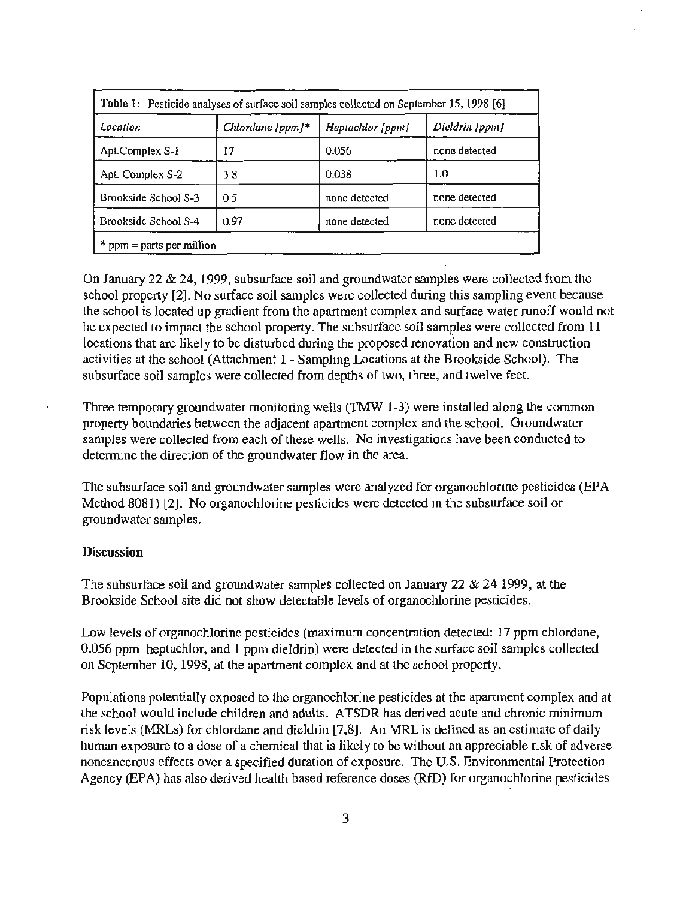| Table 1: Pesticide analyses of surface soil samples collected on September 15, 1998 [6] | | | |
|---|---|---|---|
| *Location* | *Chlordane [ppm]** | *Heptachlor [ppm]* | *Dieldrin [ppm]* |
| Apt.Complex S-1 | 17 | 0.056 | none detected |
| Apt. Complex S-2 | 3.8 | 0.038 | 1.0 |
| Brookside School S-3 | 0.5 | none detected | none detected |
| Brookside School S-4 | 0.97 | none detected | none detected |
| * ppm = parts per million | | | |

On January 22 & 24, 1999, subsurface soil and groundwater samples were collected from the school property [2]. No surface soil samples were collected during this sampling event because the school is located up gradient from the apartment complex and surface water runoff would not be expected to impact the school property. The subsurface soil samples were collected from 11 locations that are likely to be disturbed during the proposed renovation and new construction activities at the school (Attachment 1 - Sampling Locations at the Brookside School). The subsurface soil samples were collected from depths of two, three, and twelve feet.

Three temporary groundwater monitoring wells (TMW 1-3) were installed along the common property boundaries between the adjacent apartment complex and the school. Groundwater samples were collected from each of these wells. No investigations have been conducted to determine the direction of the groundwater flow in the area.

The subsurface soil and groundwater samples were analyzed for organochlorine pesticides (EPA Method 8081) [2]. No organochlorine pesticides were detected in the subsurface soil or groundwater samples.

## Discussion

The subsurface soil and groundwater samples collected on January 22 & 24 1999, at the Brookside School site did not show detectable levels of organochlorine pesticides.

Low levels of organochlorine pesticides (maximum concentration detected: 17 ppm chlordane, 0.056 ppm heptachlor, and 1 ppm dieldrin) were detected in the surface soil samples collected on September 10, 1998, at the apartment complex and at the school property.

Populations potentially exposed to the organochlorine pesticides at the apartment complex and at the school would include children and adults. ATSDR has derived acute and chronic minimum risk levels (MRLs) for chlordane and dieldrin [7,8]. An MRL is defined as an estimate of daily human exposure to a dose of a chemical that is likely to be without an appreciable risk of adverse noncancerous effects over a specified duration of exposure. The U.S. Environmental Protection Agency (EPA) has also derived health based reference doses (RfD) for organochlorine pesticides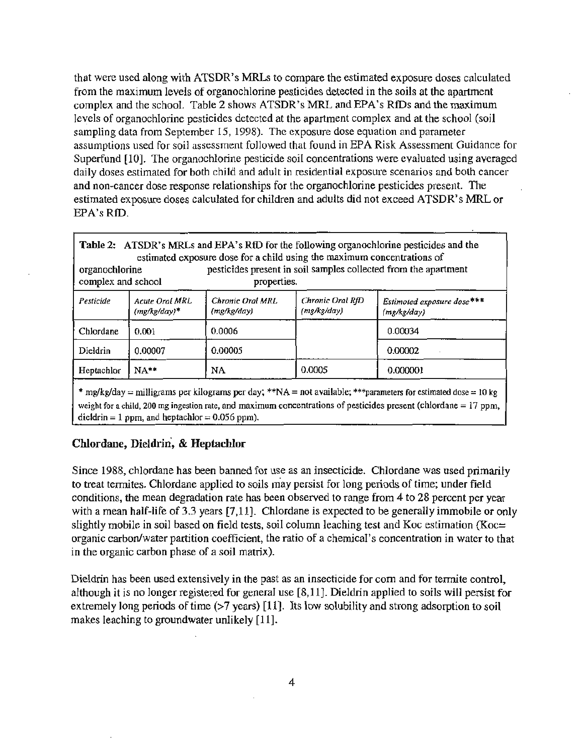that were used along with ATSDR's MRLs to compare the estimated exposure doses calculated from the maximum levels of organochlorine pesticides detected in the soils at the apartment complex and the school. Table 2 shows ATSDR's MRL and EPA's RfDs and the maximum levels of organochlorine pesticides detected at the apartment complex and at the school (soil sampling data from September 15, 1998). The exposure dose equation and parameter assumptions used for soil assessment followed that found in EPA Risk Assessment Guidance for Superfund [10]. The organochlorine pesticide soil concentrations were evaluated using averaged daily doses estimated for both child and adult in residential exposure scenarios and both cancer and non-cancer dose response relationships for the organochlorine pesticides present. The estimated exposure doses calculated for children and adults did not exceed ATSDR's MRL or EPA's RfD.

**Table 2:** ATSDR's MRLs and EPA's RfD for the following organochlorine pesticides and the estimated exposure dose for a child using the maximum concentrations of organochlorine pesticides present in soil samples collected from the apartment complex and school properties.

| *Pesticide* | *Acute Oral MRL (mg/kg/day)** | *Chronic Oral MRL (mg/kg/day)* | *Chronic Oral RfD (mg/kg/day)* | *Estimated exposure dose*** (mg/kg/day)* |
|---|---|---|---|---|
| Chlordane | 0.001 | 0.0006 | | 0.00034 |
| Dieldrin | 0.00007 | 0.00005 | | 0.00002 |
| Heptachlor | NA** | NA | 0.0005 | 0.000001 |

\* mg/kg/day = milligrams per kilograms per day; **NA = not available; ***parameters for estimated dose = 10 kg weight for a child, 200 mg ingestion rate, and maximum concentrations of pesticides present (chlordane = 17 ppm, dieldrin = 1 ppm, and heptachlor = 0.056 ppm).

### Chlordane, Dieldrin, & Heptachlor

Since 1988, chlordane has been banned for use as an insecticide. Chlordane was used primarily to treat termites. Chlordane applied to soils may persist for long periods of time; under field conditions, the mean degradation rate has been observed to range from 4 to 28 percent per year with a mean half-life of 3.3 years [7,11]. Chlordane is expected to be generally immobile or only slightly mobile in soil based on field tests, soil column leaching test and Koc estimation (Koc= organic carbon/water partition coefficient, the ratio of a chemical's concentration in water to that in the organic carbon phase of a soil matrix).

Dieldrin has been used extensively in the past as an insecticide for corn and for termite control, although it is no longer registered for general use [8,11]. Dieldrin applied to soils will persist for extremely long periods of time (>7 years) [11]. Its low solubility and strong adsorption to soil makes leaching to groundwater unlikely [11].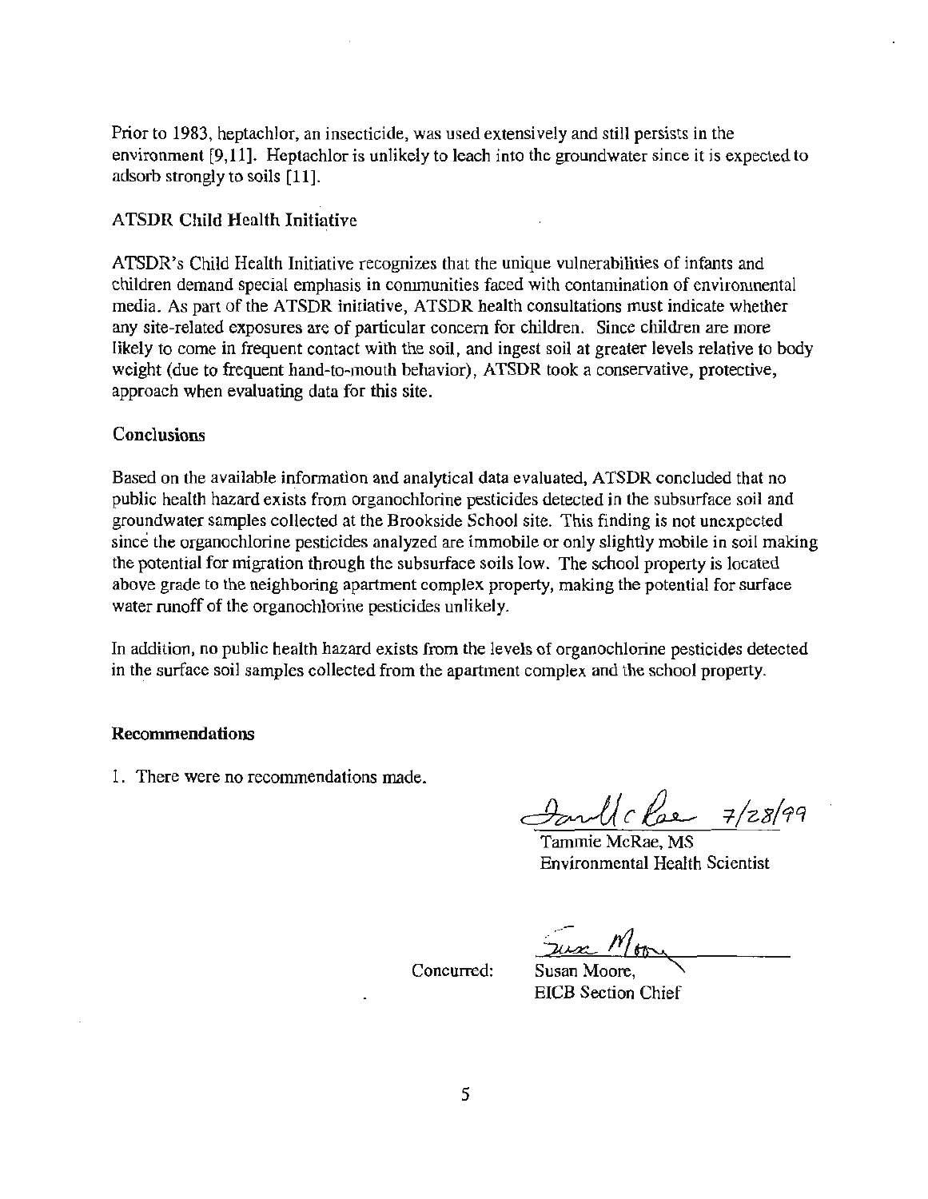Prior to 1983, heptachlor, an insecticide, was used extensively and still persists in the environment [9,11]. Heptachlor is unlikely to leach into the groundwater since it is expected to adsorb strongly to soils [11].

## ATSDR Child Health Initiative

ATSDR's Child Health Initiative recognizes that the unique vulnerabilities of infants and children demand special emphasis in communities faced with contamination of environmental media. As part of the ATSDR initiative, ATSDR health consultations must indicate whether any site-related exposures are of particular concern for children. Since children are more likely to come in frequent contact with the soil, and ingest soil at greater levels relative to body weight (due to frequent hand-to-mouth behavior), ATSDR took a conservative, protective, approach when evaluating data for this site.

## Conclusions

Based on the available information and analytical data evaluated, ATSDR concluded that no public health hazard exists from organochlorine pesticides detected in the subsurface soil and groundwater samples collected at the Brookside School site. This finding is not unexpected since the organochlorine pesticides analyzed are immobile or only slightly mobile in soil making the potential for migration through the subsurface soils low. The school property is located above grade to the neighboring apartment complex property, making the potential for surface water runoff of the organochlorine pesticides unlikely.

In addition, no public health hazard exists from the levels of organochlorine pesticides detected in the surface soil samples collected from the apartment complex and the school property.

## Recommendations

1. There were no recommendations made.

Tammie McRae 7/28/99

Tammie McRae, MS
Environmental Health Scientist

Concurred: Susan Moore

Susan Moore,
EICB Section Chief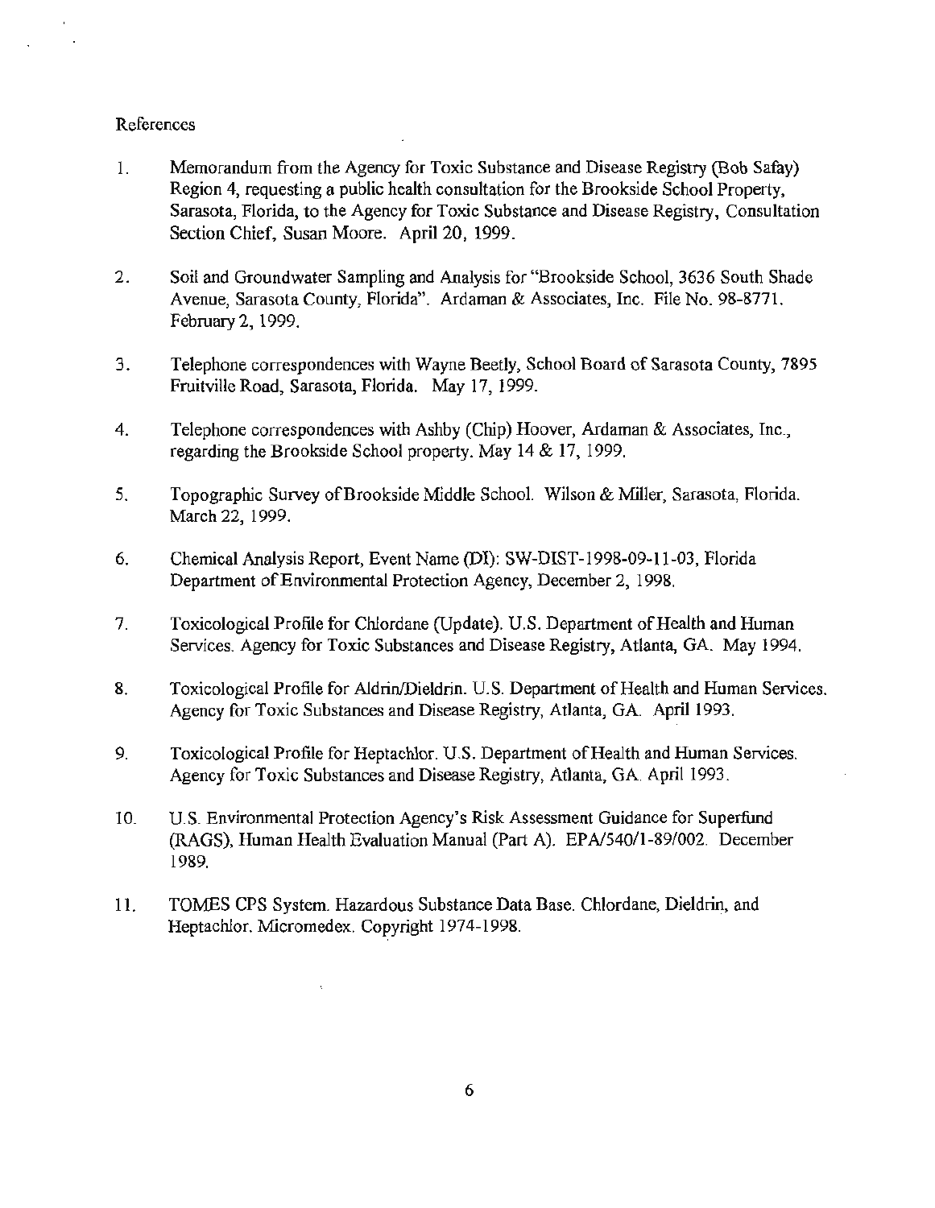References

1. Memorandum from the Agency for Toxic Substance and Disease Registry (Bob Safay) Region 4, requesting a public health consultation for the Brookside School Property, Sarasota, Florida, to the Agency for Toxic Substance and Disease Registry, Consultation Section Chief, Susan Moore. April 20, 1999.

2. Soil and Groundwater Sampling and Analysis for "Brookside School, 3636 South Shade Avenue, Sarasota County, Florida". Ardaman & Associates, Inc. File No. 98-8771. February 2, 1999.

3. Telephone correspondences with Wayne Beetly, School Board of Sarasota County, 7895 Fruitville Road, Sarasota, Florida. May 17, 1999.

4. Telephone correspondences with Ashby (Chip) Hoover, Ardaman & Associates, Inc., regarding the Brookside School property. May 14 & 17, 1999.

5. Topographic Survey of Brookside Middle School. Wilson & Miller, Sarasota, Florida. March 22, 1999.

6. Chemical Analysis Report, Event Name (DI): SW-DIST-1998-09-11-03, Florida Department of Environmental Protection Agency, December 2, 1998.

7. Toxicological Profile for Chlordane (Update). U.S. Department of Health and Human Services. Agency for Toxic Substances and Disease Registry, Atlanta, GA. May 1994.

8. Toxicological Profile for Aldrin/Dieldrin. U.S. Department of Health and Human Services. Agency for Toxic Substances and Disease Registry, Atlanta, GA. April 1993.

9. Toxicological Profile for Heptachlor. U.S. Department of Health and Human Services. Agency for Toxic Substances and Disease Registry, Atlanta, GA. April 1993.

10. U.S. Environmental Protection Agency's Risk Assessment Guidance for Superfund (RAGS), Human Health Evaluation Manual (Part A). EPA/540/1-89/002. December 1989.

11. TOMES CPS System. Hazardous Substance Data Base. Chlordane, Dieldrin, and Heptachlor. Micromedex. Copyright 1974-1998.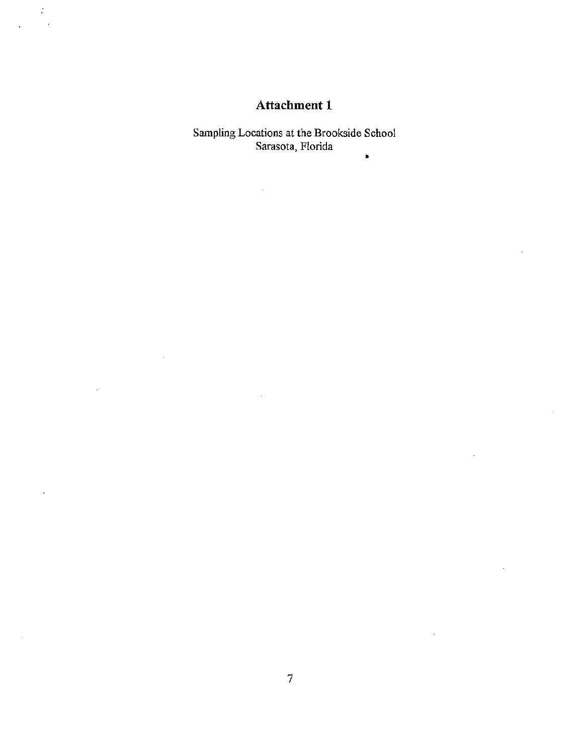# Attachment 1

Sampling Locations at the Brookside School
Sarasota, Florida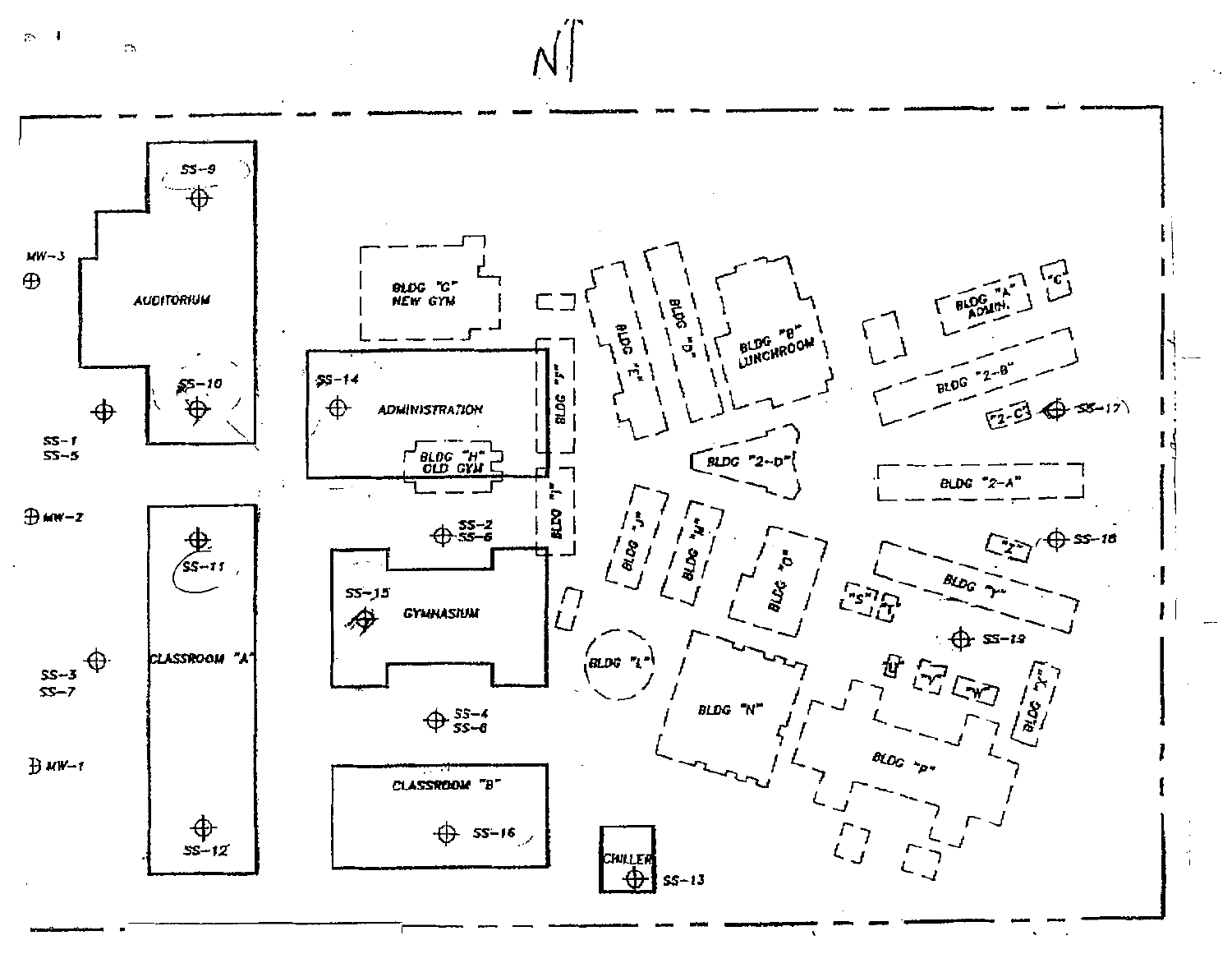N

AUDITORIUM

SS-9

SS-10

MW-3

SS-1
SS-5

MW-2

SS-11

CLASSROOM "A"

SS-3
SS-7

MW-1

SS-12

BLDG "G"
NEW GYM

SS-14

ADMINISTRATION

BLDG "H"
OLD GYM

BLDG "F"

BLDG "I"

SS-2
SS-6

SS-15

GYMNASIUM

SS-4
SS-8

CLASSROOM "B"

SS-16

CHILLER

SS-13

BLDG "E"

BLDG "D"

BLDG "B"
LUNCHROOM

BLDG "A"
ADMIN.

"C"

BLDG "2-B"

"2-C"

SS-17

BLDG "2-D"

BLDG "2-A"

BLDG "J"

BLDG "M"

BLDG "O"

"Z"

SS-18

BLDG "Y"

"S"

"T"

SS-19

BLDG "L"

BLDG "N"

"U"

"V"

"W"

BLDG "X"

BLDG "P"